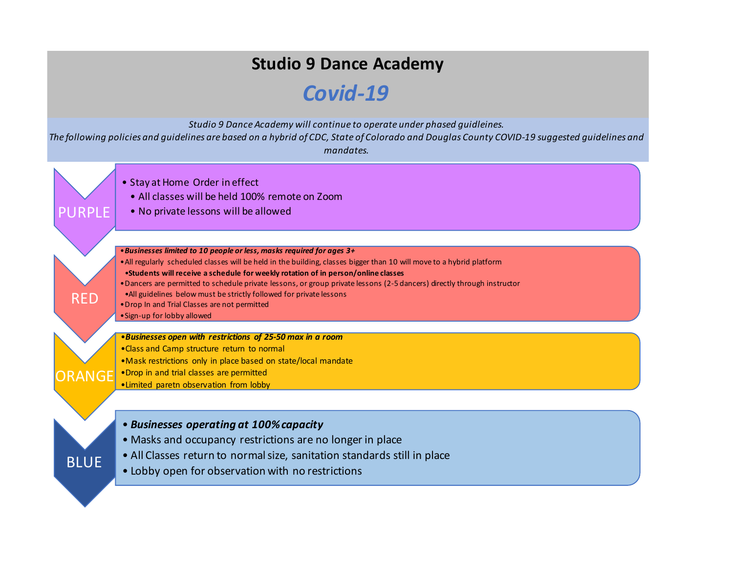# Studio 9 Dance Academy

## *Covid-19*

*Studio 9 Dance Academy will continue to operate under phased guidleines.*
*The following policies and guidelines are based on a hybrid of CDC, State of Colorado and Douglas County COVID-19 suggested guidelines and mandates.*

### PURPLE

- Stay at Home Order in effect
  - All classes will be held 100% remote on Zoom
  - No private lessons will be allowed

### RED

- ***Businesses limited to 10 people or less, masks required for ages 3+***
- All regularly scheduled classes will be held in the building, classes bigger than 10 will move to a hybrid platform
  - **Students will receive a schedule for weekly rotation of in person/online classes**
- Dancers are permitted to schedule private lessons, or group private lessons (2-5 dancers) directly through instructor
  - All guidelines below must be strictly followed for private lessons
- Drop In and Trial Classes are not permitted
- Sign-up for lobby allowed

### ORANGE

- ***Businesses open with restrictions of 25-50 max in a room***
- Class and Camp structure return to normal
- Mask restrictions only in place based on state/local mandate
- Drop in and trial classes are permitted
- Limited paretn observation from lobby

### BLUE

- ***Businesses operating at 100% capacity***
- Masks and occupancy restrictions are no longer in place
- All Classes return to normal size, sanitation standards still in place
- Lobby open for observation with no restrictions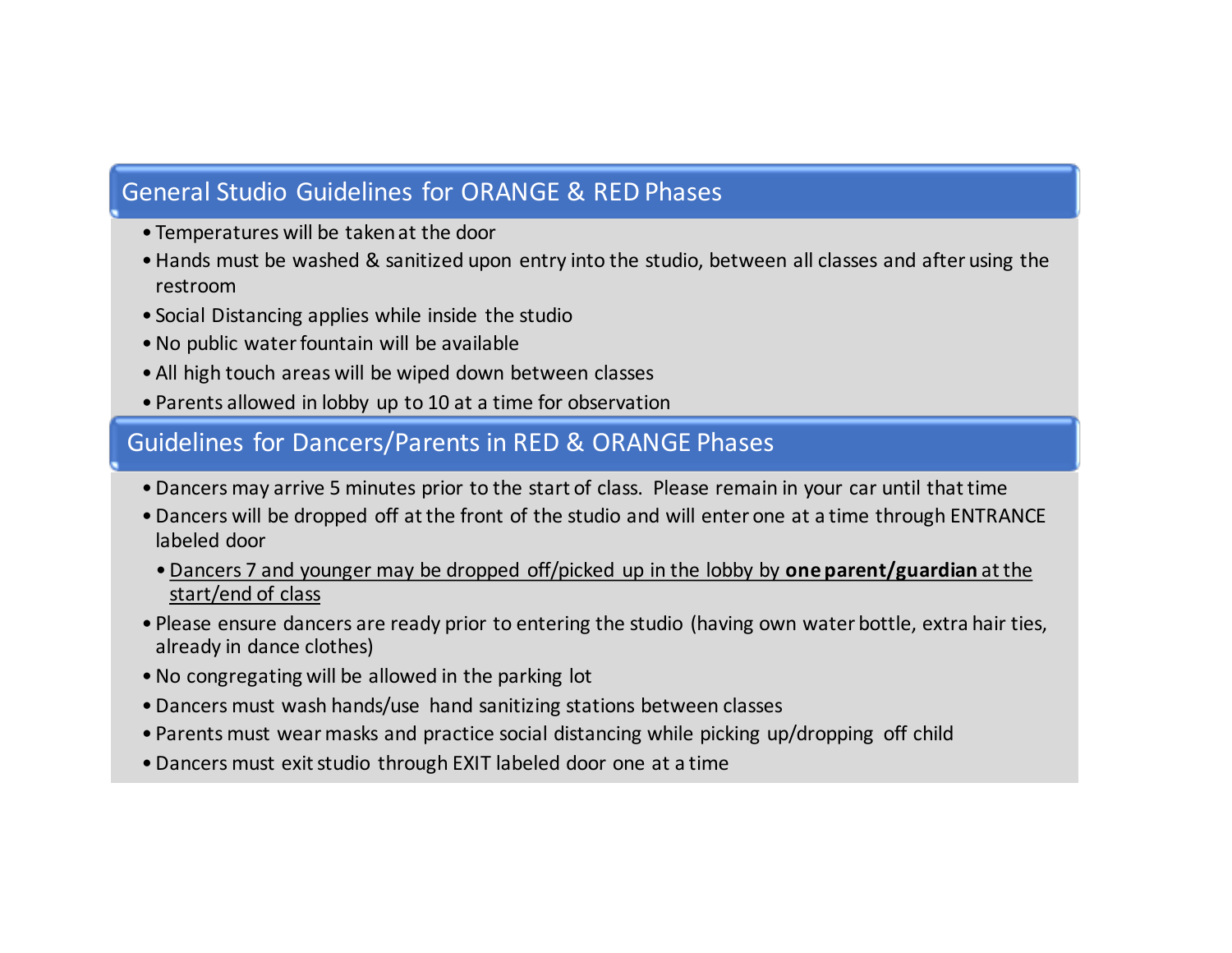## General Studio Guidelines for ORANGE & RED Phases

- Temperatures will be taken at the door
- Hands must be washed & sanitized upon entry into the studio, between all classes and after using the restroom
- Social Distancing applies while inside the studio
- No public water fountain will be available
- All high touch areas will be wiped down between classes
- Parents allowed in lobby up to 10 at a time for observation

## Guidelines for Dancers/Parents in RED & ORANGE Phases

- Dancers may arrive 5 minutes prior to the start of class. Please remain in your car until that time
- Dancers will be dropped off at the front of the studio and will enter one at a time through ENTRANCE labeled door
  - <u>Dancers 7 and younger may be dropped off/picked up in the lobby by **one parent/guardian** at the start/end of class</u>
- Please ensure dancers are ready prior to entering the studio (having own water bottle, extra hair ties, already in dance clothes)
- No congregating will be allowed in the parking lot
- Dancers must wash hands/use hand sanitizing stations between classes
- Parents must wear masks and practice social distancing while picking up/dropping off child
- Dancers must exit studio through EXIT labeled door one at a time